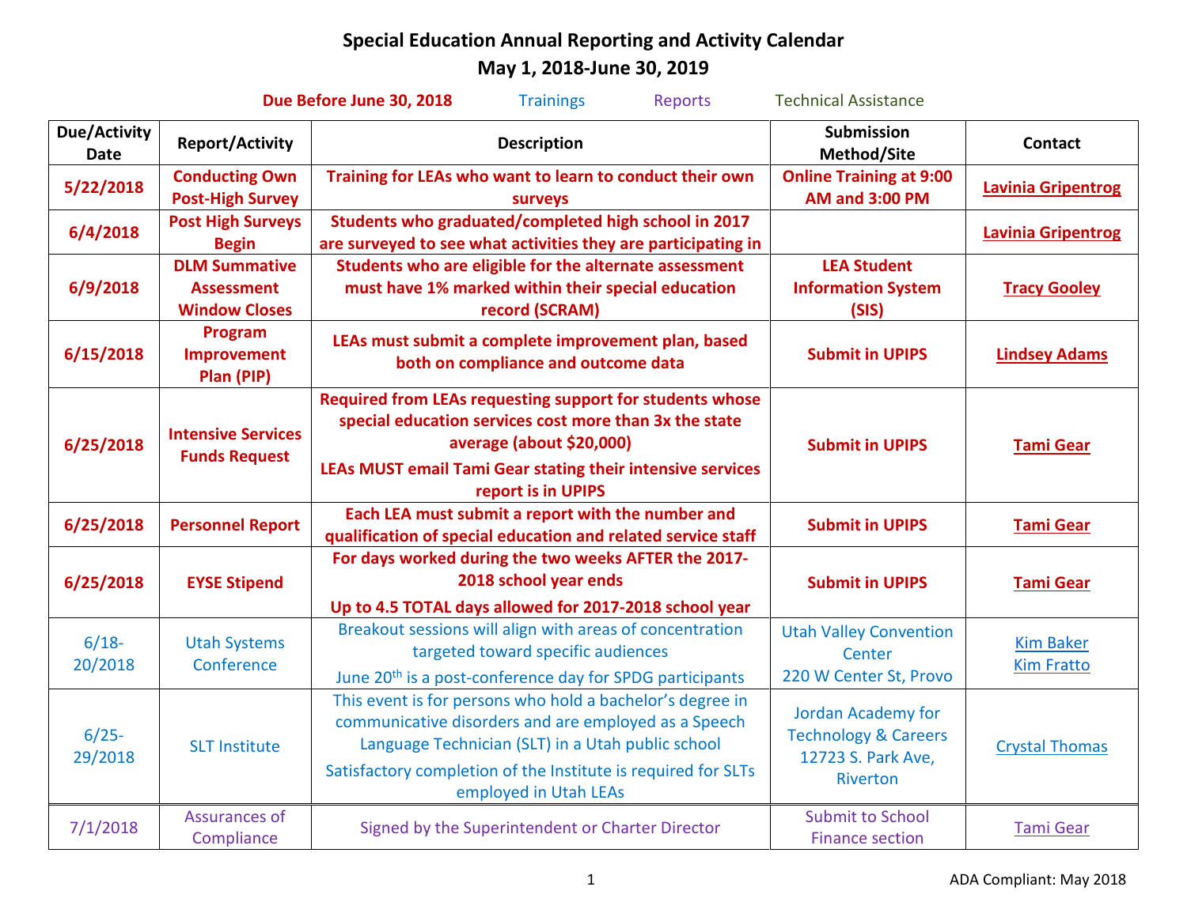# Special Education Annual Reporting and Activity Calendar

## May 1, 2018-June 30, 2019

**Due Before June 30, 2018** Trainings Reports Technical Assistance

| Due/Activity Date | Report/Activity | Description | Submission Method/Site | Contact |
|---|---|---|---|---|
| **5/22/2018** | **Conducting Own Post-High Survey** | **Training for LEAs who want to learn to conduct their own surveys** | **Online Training at 9:00 AM and 3:00 PM** | **Lavinia Gripentrog** |
| **6/4/2018** | **Post High Surveys Begin** | **Students who graduated/completed high school in 2017 are surveyed to see what activities they are participating in** | | **Lavinia Gripentrog** |
| **6/9/2018** | **DLM Summative Assessment Window Closes** | **Students who are eligible for the alternate assessment must have 1% marked within their special education record (SCRAM)** | **LEA Student Information System (SIS)** | **Tracy Gooley** |
| **6/15/2018** | **Program Improvement Plan (PIP)** | **LEAs must submit a complete improvement plan, based both on compliance and outcome data** | **Submit in UPIPS** | **Lindsey Adams** |
| **6/25/2018** | **Intensive Services Funds Request** | **Required from LEAs requesting support for students whose special education services cost more than 3x the state average (about $20,000)** **LEAs MUST email Tami Gear stating their intensive services report is in UPIPS** | **Submit in UPIPS** | **Tami Gear** |
| **6/25/2018** | **Personnel Report** | **Each LEA must submit a report with the number and qualification of special education and related service staff** | **Submit in UPIPS** | **Tami Gear** |
| **6/25/2018** | **EYSE Stipend** | **For days worked during the two weeks AFTER the 2017-2018 school year ends** **Up to 4.5 TOTAL days allowed for 2017-2018 school year** | **Submit in UPIPS** | **Tami Gear** |
| 6/18-20/2018 | Utah Systems Conference | Breakout sessions will align with areas of concentration targeted toward specific audiences June 20th is a post-conference day for SPDG participants | Utah Valley Convention Center 220 W Center St, Provo | Kim Baker Kim Fratto |
| 6/25-29/2018 | SLT Institute | This event is for persons who hold a bachelor's degree in communicative disorders and are employed as a Speech Language Technician (SLT) in a Utah public school Satisfactory completion of the Institute is required for SLTs employed in Utah LEAs | Jordan Academy for Technology & Careers 12723 S. Park Ave, Riverton | Crystal Thomas |
| 7/1/2018 | Assurances of Compliance | Signed by the Superintendent or Charter Director | Submit to School Finance section | Tami Gear |

ADA Compliant: May 2018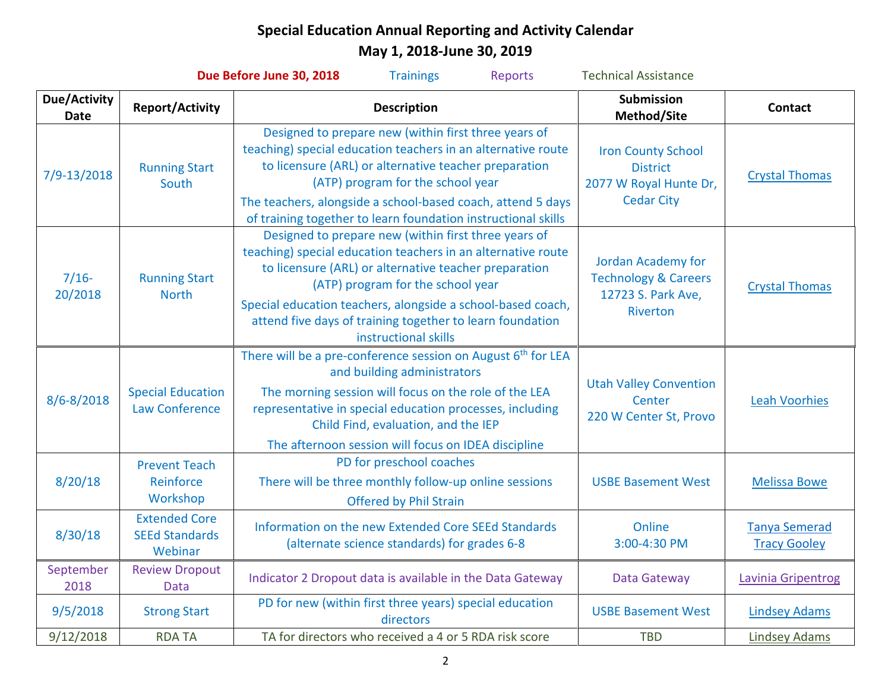# Special Education Annual Reporting and Activity Calendar

## May 1, 2018-June 30, 2019

**Due Before June 30, 2018** Trainings Reports Technical Assistance

| Due/Activity Date | Report/Activity | Description | Submission Method/Site | Contact |
|---|---|---|---|---|
| 7/9-13/2018 | Running Start South | Designed to prepare new (within first three years of teaching) special education teachers in an alternative route to licensure (ARL) or alternative teacher preparation (ATP) program for the school year<br>The teachers, alongside a school-based coach, attend 5 days of training together to learn foundation instructional skills | Iron County School District<br>2077 W Royal Hunte Dr, Cedar City | Crystal Thomas |
| 7/16-20/2018 | Running Start North | Designed to prepare new (within first three years of teaching) special education teachers in an alternative route to licensure (ARL) or alternative teacher preparation (ATP) program for the school year<br>Special education teachers, alongside a school-based coach, attend five days of training together to learn foundation instructional skills | Jordan Academy for Technology & Careers<br>12723 S. Park Ave, Riverton | Crystal Thomas |
| 8/6-8/2018 | Special Education Law Conference | There will be a pre-conference session on August 6th for LEA and building administrators<br>The morning session will focus on the role of the LEA representative in special education processes, including Child Find, evaluation, and the IEP<br>The afternoon session will focus on IDEA discipline | Utah Valley Convention Center<br>220 W Center St, Provo | Leah Voorhies |
| 8/20/18 | Prevent Teach Reinforce Workshop | PD for preschool coaches<br>There will be three monthly follow-up online sessions<br>Offered by Phil Strain | USBE Basement West | Melissa Bowe |
| 8/30/18 | Extended Core SEEd Standards Webinar | Information on the new Extended Core SEEd Standards (alternate science standards) for grades 6-8 | Online<br>3:00-4:30 PM | Tanya Semerad<br>Tracy Gooley |
| September 2018 | Review Dropout Data | Indicator 2 Dropout data is available in the Data Gateway | Data Gateway | Lavinia Gripentrog |
| 9/5/2018 | Strong Start | PD for new (within first three years) special education directors | USBE Basement West | Lindsey Adams |
| 9/12/2018 | RDA TA | TA for directors who received a 4 or 5 RDA risk score | TBD | Lindsey Adams |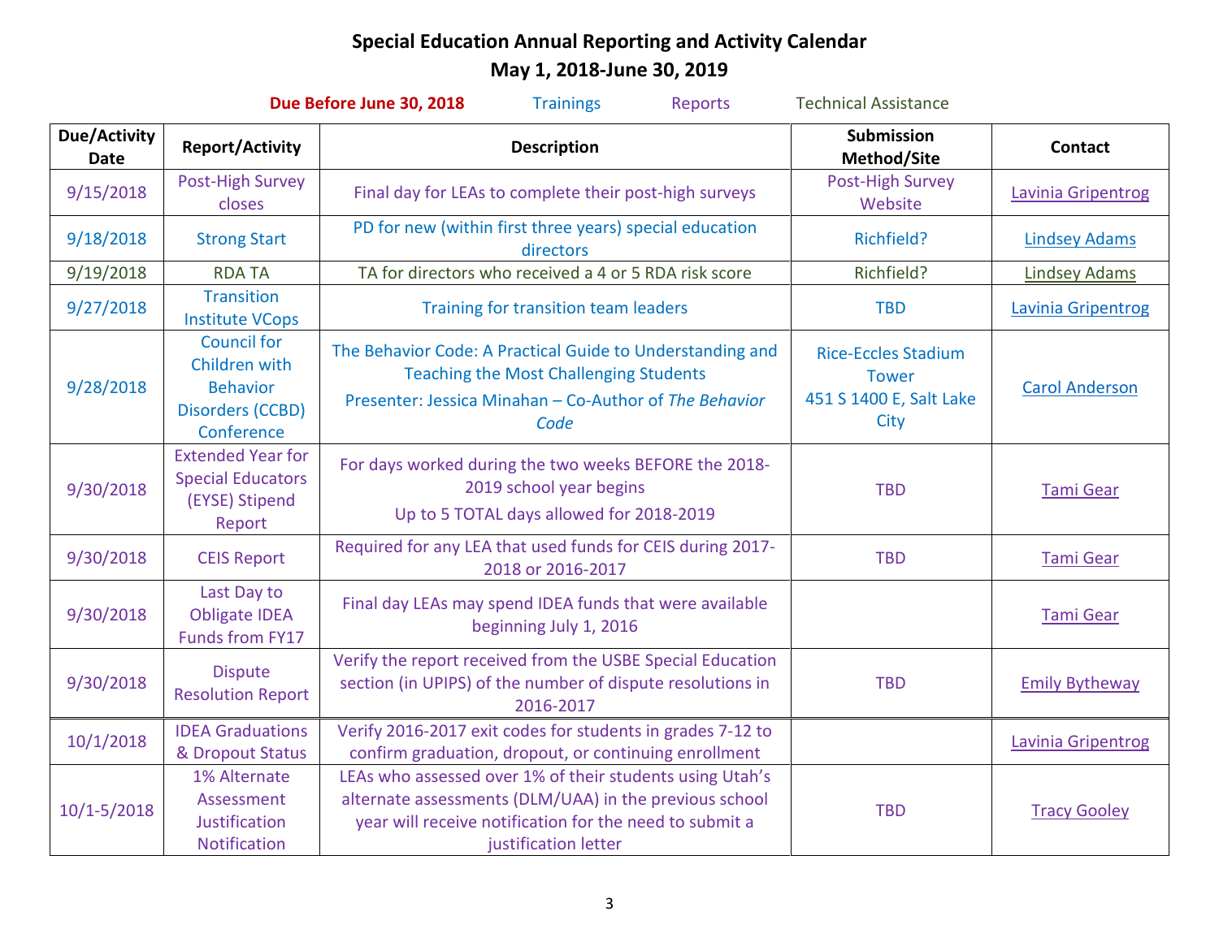# Special Education Annual Reporting and Activity Calendar

## May 1, 2018-June 30, 2019

**Due Before June 30, 2018** Trainings Reports Technical Assistance

| Due/Activity Date | Report/Activity | Description | Submission Method/Site | Contact |
|---|---|---|---|---|
| 9/15/2018 | Post-High Survey closes | Final day for LEAs to complete their post-high surveys | Post-High Survey Website | Lavinia Gripentrog |
| 9/18/2018 | Strong Start | PD for new (within first three years) special education directors | Richfield? | Lindsey Adams |
| 9/19/2018 | RDA TA | TA for directors who received a 4 or 5 RDA risk score | Richfield? | Lindsey Adams |
| 9/27/2018 | Transition Institute VCops | Training for transition team leaders | TBD | Lavinia Gripentrog |
| 9/28/2018 | Council for Children with Behavior Disorders (CCBD) Conference | The Behavior Code: A Practical Guide to Understanding and Teaching the Most Challenging Students<br>Presenter: Jessica Minahan – Co-Author of *The Behavior Code* | Rice-Eccles Stadium Tower<br>451 S 1400 E, Salt Lake City | Carol Anderson |
| 9/30/2018 | Extended Year for Special Educators (EYSE) Stipend Report | For days worked during the two weeks BEFORE the 2018-2019 school year begins<br>Up to 5 TOTAL days allowed for 2018-2019 | TBD | Tami Gear |
| 9/30/2018 | CEIS Report | Required for any LEA that used funds for CEIS during 2017-2018 or 2016-2017 | TBD | Tami Gear |
| 9/30/2018 | Last Day to Obligate IDEA Funds from FY17 | Final day LEAs may spend IDEA funds that were available beginning July 1, 2016 | | Tami Gear |
| 9/30/2018 | Dispute Resolution Report | Verify the report received from the USBE Special Education section (in UPIPS) of the number of dispute resolutions in 2016-2017 | TBD | Emily Bytheway |
| 10/1/2018 | IDEA Graduations & Dropout Status | Verify 2016-2017 exit codes for students in grades 7-12 to confirm graduation, dropout, or continuing enrollment | | Lavinia Gripentrog |
| 10/1-5/2018 | 1% Alternate Assessment Justification Notification | LEAs who assessed over 1% of their students using Utah's alternate assessments (DLM/UAA) in the previous school year will receive notification for the need to submit a justification letter | TBD | Tracy Gooley |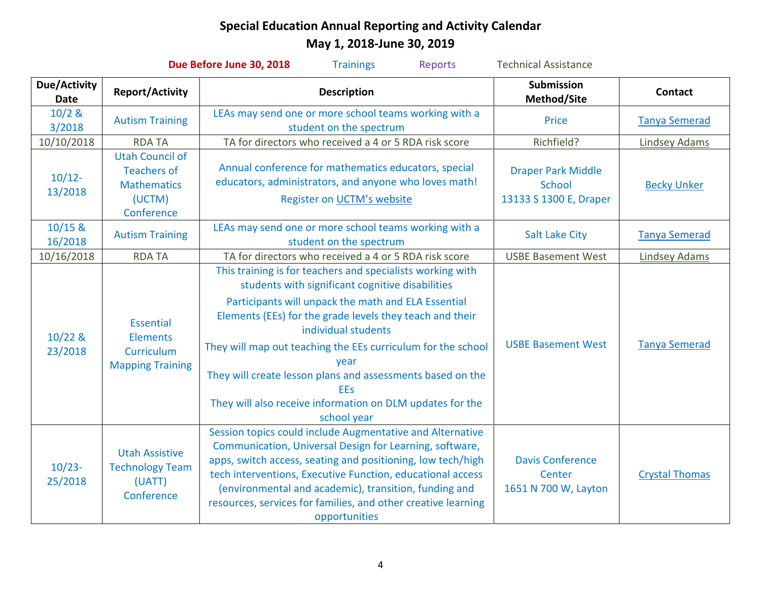# Special Education Annual Reporting and Activity Calendar
## May 1, 2018-June 30, 2019

Due Before June 30, 2018 Trainings Reports Technical Assistance

| Due/Activity Date | Report/Activity | Description | Submission Method/Site | Contact |
|---|---|---|---|---|
| 10/2 & 3/2018 | Autism Training | LEAs may send one or more school teams working with a student on the spectrum | Price | Tanya Semerad |
| 10/10/2018 | RDA TA | TA for directors who received a 4 or 5 RDA risk score | Richfield? | Lindsey Adams |
| 10/12-13/2018 | Utah Council of Teachers of Mathematics (UCTM) Conference | Annual conference for mathematics educators, special educators, administrators, and anyone who loves math! Register on UCTM's website | Draper Park Middle School 13133 S 1300 E, Draper | Becky Unker |
| 10/15 & 16/2018 | Autism Training | LEAs may send one or more school teams working with a student on the spectrum | Salt Lake City | Tanya Semerad |
| 10/16/2018 | RDA TA | TA for directors who received a 4 or 5 RDA risk score | USBE Basement West | Lindsey Adams |
| 10/22 & 23/2018 | Essential Elements Curriculum Mapping Training | This training is for teachers and specialists working with students with significant cognitive disabilities Participants will unpack the math and ELA Essential Elements (EEs) for the grade levels they teach and their individual students They will map out teaching the EEs curriculum for the school year They will create lesson plans and assessments based on the EEs They will also receive information on DLM updates for the school year | USBE Basement West | Tanya Semerad |
| 10/23-25/2018 | Utah Assistive Technology Team (UATT) Conference | Session topics could include Augmentative and Alternative Communication, Universal Design for Learning, software, apps, switch access, seating and positioning, low tech/high tech interventions, Executive Function, educational access (environmental and academic), transition, funding and resources, services for families, and other creative learning opportunities | Davis Conference Center 1651 N 700 W, Layton | Crystal Thomas |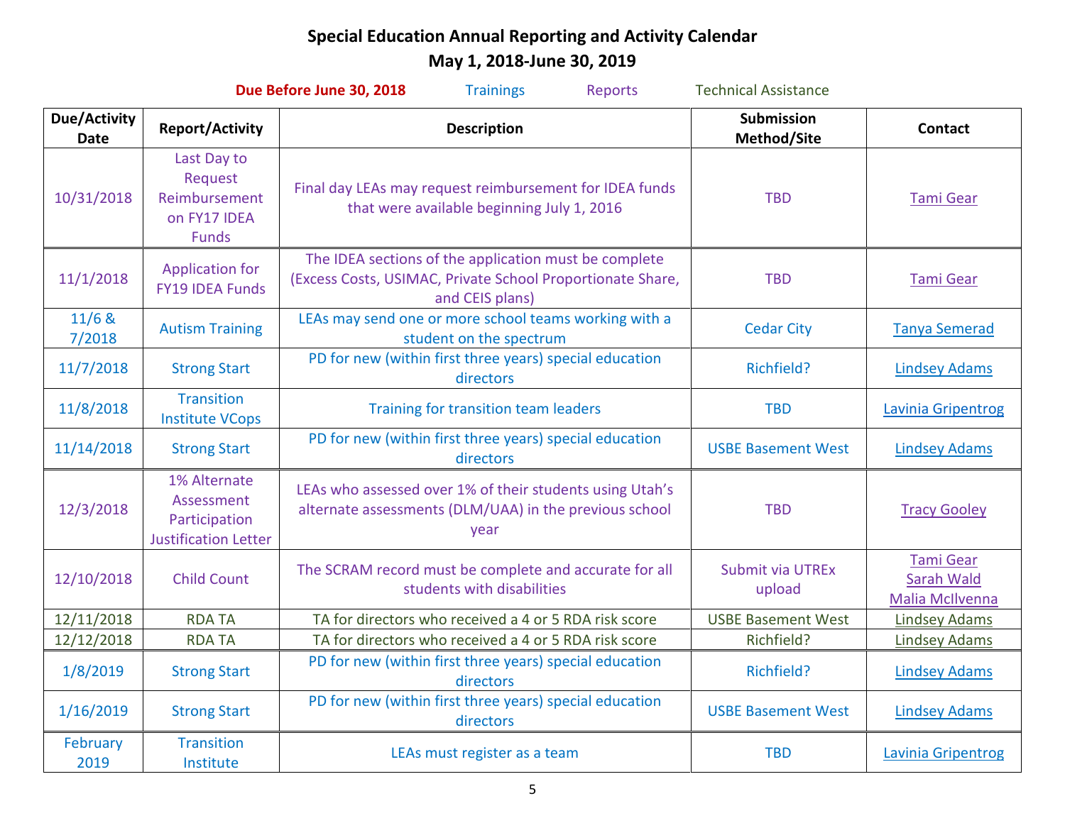# Special Education Annual Reporting and Activity Calendar

## May 1, 2018-June 30, 2019

**Due Before June 30, 2018** Trainings Reports Technical Assistance

| Due/Activity Date | Report/Activity | Description | Submission Method/Site | Contact |
|---|---|---|---|---|
| 10/31/2018 | Last Day to Request Reimbursement on FY17 IDEA Funds | Final day LEAs may request reimbursement for IDEA funds that were available beginning July 1, 2016 | TBD | Tami Gear |
| 11/1/2018 | Application for FY19 IDEA Funds | The IDEA sections of the application must be complete (Excess Costs, USIMAC, Private School Proportionate Share, and CEIS plans) | TBD | Tami Gear |
| 11/6 & 7/2018 | Autism Training | LEAs may send one or more school teams working with a student on the spectrum | Cedar City | Tanya Semerad |
| 11/7/2018 | Strong Start | PD for new (within first three years) special education directors | Richfield? | Lindsey Adams |
| 11/8/2018 | Transition Institute VCops | Training for transition team leaders | TBD | Lavinia Gripentrog |
| 11/14/2018 | Strong Start | PD for new (within first three years) special education directors | USBE Basement West | Lindsey Adams |
| 12/3/2018 | 1% Alternate Assessment Participation Justification Letter | LEAs who assessed over 1% of their students using Utah's alternate assessments (DLM/UAA) in the previous school year | TBD | Tracy Gooley |
| 12/10/2018 | Child Count | The SCRAM record must be complete and accurate for all students with disabilities | Submit via UTREx upload | Tami Gear<br>Sarah Wald<br>Malia McIlvenna |
| 12/11/2018 | RDA TA | TA for directors who received a 4 or 5 RDA risk score | USBE Basement West | Lindsey Adams |
| 12/12/2018 | RDA TA | TA for directors who received a 4 or 5 RDA risk score | Richfield? | Lindsey Adams |
| 1/8/2019 | Strong Start | PD for new (within first three years) special education directors | Richfield? | Lindsey Adams |
| 1/16/2019 | Strong Start | PD for new (within first three years) special education directors | USBE Basement West | Lindsey Adams |
| February 2019 | Transition Institute | LEAs must register as a team | TBD | Lavinia Gripentrog |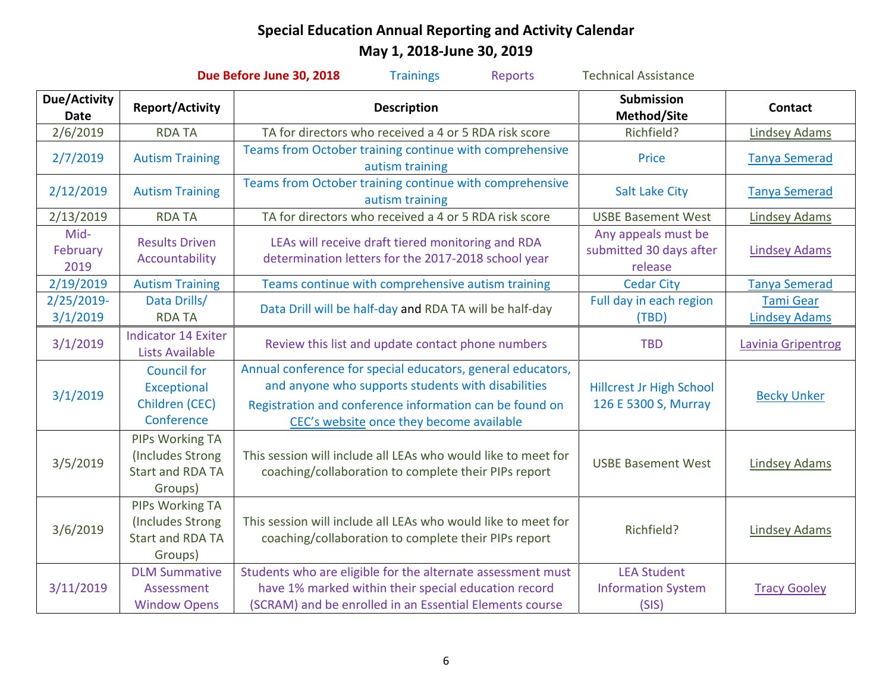# Special Education Annual Reporting and Activity Calendar

## May 1, 2018-June 30, 2019

Due Before June 30, 2018 Trainings Reports Technical Assistance

| Due/Activity Date | Report/Activity | Description | Submission Method/Site | Contact |
|---|---|---|---|---|
| 2/6/2019 | RDA TA | TA for directors who received a 4 or 5 RDA risk score | Richfield? | Lindsey Adams |
| 2/7/2019 | Autism Training | Teams from October training continue with comprehensive autism training | Price | Tanya Semerad |
| 2/12/2019 | Autism Training | Teams from October training continue with comprehensive autism training | Salt Lake City | Tanya Semerad |
| 2/13/2019 | RDA TA | TA for directors who received a 4 or 5 RDA risk score | USBE Basement West | Lindsey Adams |
| Mid-February 2019 | Results Driven Accountability | LEAs will receive draft tiered monitoring and RDA determination letters for the 2017-2018 school year | Any appeals must be submitted 30 days after release | Lindsey Adams |
| 2/19/2019 | Autism Training | Teams continue with comprehensive autism training | Cedar City | Tanya Semerad |
| 2/25/2019-3/1/2019 | Data Drills/ RDA TA | Data Drill will be half-day and RDA TA will be half-day | Full day in each region (TBD) | Tami Gear<br>Lindsey Adams |
| 3/1/2019 | Indicator 14 Exiter Lists Available | Review this list and update contact phone numbers | TBD | Lavinia Gripentrog |
| 3/1/2019 | Council for Exceptional Children (CEC) Conference | Annual conference for special educators, general educators, and anyone who supports students with disabilities<br>Registration and conference information can be found on CEC's website once they become available | Hillcrest Jr High School 126 E 5300 S, Murray | Becky Unker |
| 3/5/2019 | PIPs Working TA (Includes Strong Start and RDA TA Groups) | This session will include all LEAs who would like to meet for coaching/collaboration to complete their PIPs report | USBE Basement West | Lindsey Adams |
| 3/6/2019 | PIPs Working TA (Includes Strong Start and RDA TA Groups) | This session will include all LEAs who would like to meet for coaching/collaboration to complete their PIPs report | Richfield? | Lindsey Adams |
| 3/11/2019 | DLM Summative Assessment Window Opens | Students who are eligible for the alternate assessment must have 1% marked within their special education record (SCRAM) and be enrolled in an Essential Elements course | LEA Student Information System (SIS) | Tracy Gooley |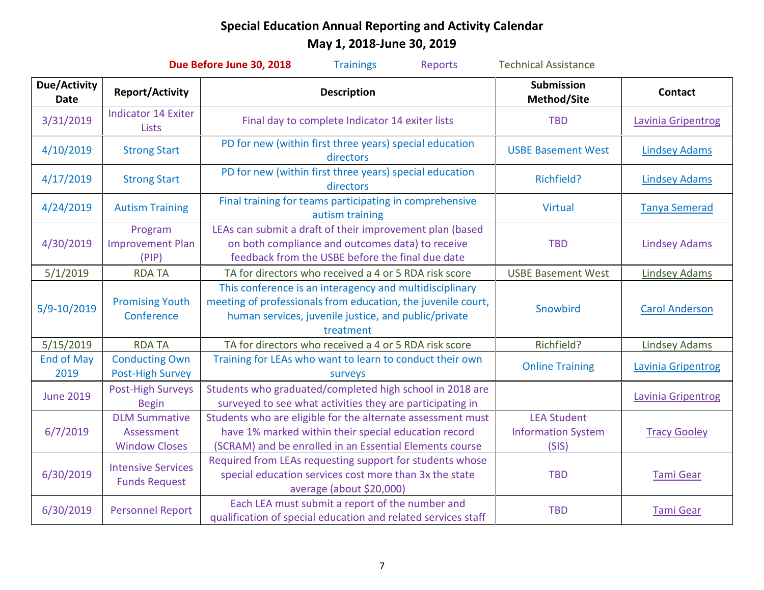# Special Education Annual Reporting and Activity Calendar
## May 1, 2018-June 30, 2019

**Due Before June 30, 2018** Trainings Reports Technical Assistance

| Due/Activity Date | Report/Activity | Description | Submission Method/Site | Contact |
|---|---|---|---|---|
| 3/31/2019 | Indicator 14 Exiter Lists | Final day to complete Indicator 14 exiter lists | TBD | Lavinia Gripentrog |
| 4/10/2019 | Strong Start | PD for new (within first three years) special education directors | USBE Basement West | Lindsey Adams |
| 4/17/2019 | Strong Start | PD for new (within first three years) special education directors | Richfield? | Lindsey Adams |
| 4/24/2019 | Autism Training | Final training for teams participating in comprehensive autism training | Virtual | Tanya Semerad |
| 4/30/2019 | Program Improvement Plan (PIP) | LEAs can submit a draft of their improvement plan (based on both compliance and outcomes data) to receive feedback from the USBE before the final due date | TBD | Lindsey Adams |
| 5/1/2019 | RDA TA | TA for directors who received a 4 or 5 RDA risk score | USBE Basement West | Lindsey Adams |
| 5/9-10/2019 | Promising Youth Conference | This conference is an interagency and multidisciplinary meeting of professionals from education, the juvenile court, human services, juvenile justice, and public/private treatment | Snowbird | Carol Anderson |
| 5/15/2019 | RDA TA | TA for directors who received a 4 or 5 RDA risk score | Richfield? | Lindsey Adams |
| End of May 2019 | Conducting Own Post-High Survey | Training for LEAs who want to learn to conduct their own surveys | Online Training | Lavinia Gripentrog |
| June 2019 | Post-High Surveys Begin | Students who graduated/completed high school in 2018 are surveyed to see what activities they are participating in | | Lavinia Gripentrog |
| 6/7/2019 | DLM Summative Assessment Window Closes | Students who are eligible for the alternate assessment must have 1% marked within their special education record (SCRAM) and be enrolled in an Essential Elements course | LEA Student Information System (SIS) | Tracy Gooley |
| 6/30/2019 | Intensive Services Funds Request | Required from LEAs requesting support for students whose special education services cost more than 3x the state average (about $20,000) | TBD | Tami Gear |
| 6/30/2019 | Personnel Report | Each LEA must submit a report of the number and qualification of special education and related services staff | TBD | Tami Gear |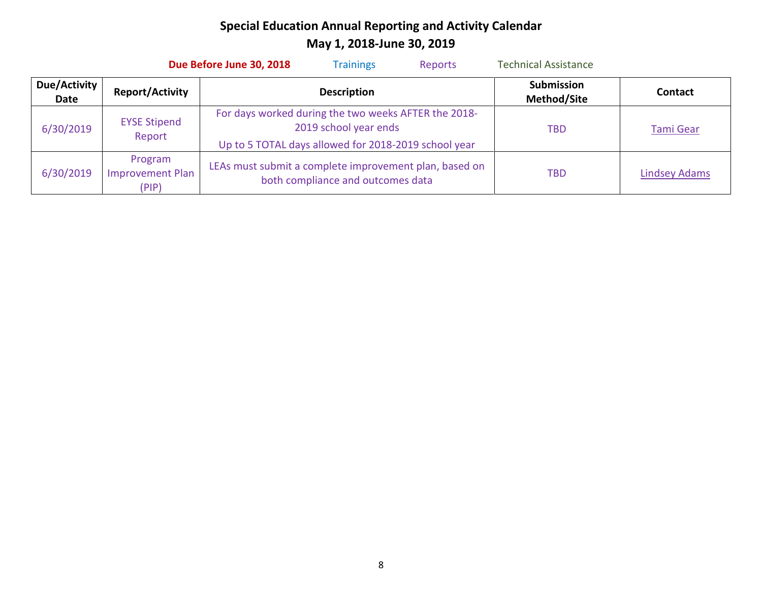# Special Education Annual Reporting and Activity Calendar
## May 1, 2018-June 30, 2019

**Due Before June 30, 2018** Trainings Reports Technical Assistance

| Due/Activity Date | Report/Activity | Description | Submission Method/Site | Contact |
|---|---|---|---|---|
| 6/30/2019 | EYSE Stipend Report | For days worked during the two weeks AFTER the 2018-2019 school year ends<br>Up to 5 TOTAL days allowed for 2018-2019 school year | TBD | Tami Gear |
| 6/30/2019 | Program Improvement Plan (PIP) | LEAs must submit a complete improvement plan, based on both compliance and outcomes data | TBD | Lindsey Adams |